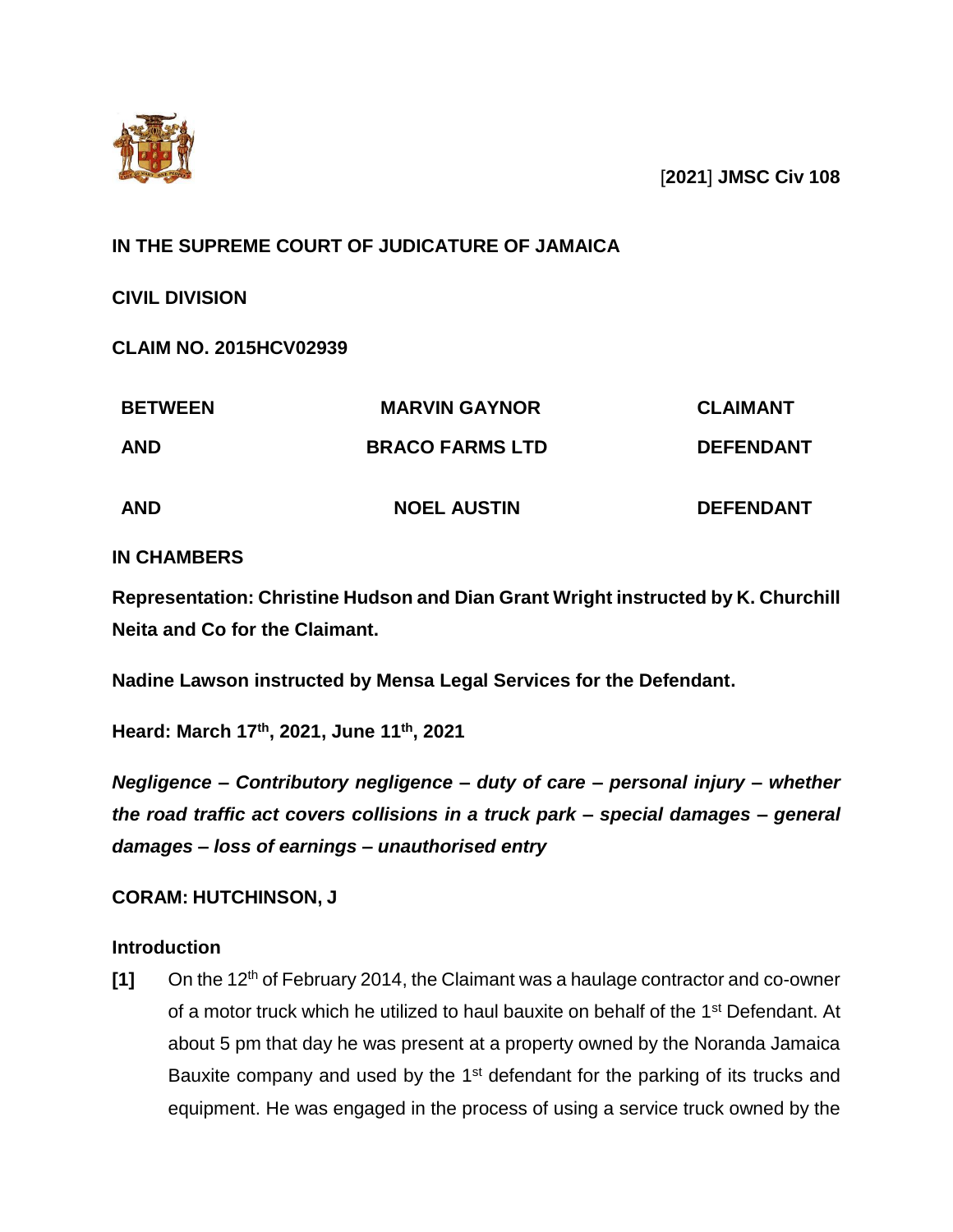[**2021**] **JMSC Civ 108**

**IN THE SUPREME COURT OF JUDICATURE OF JAMAICA**

**CIVIL DIVISION**

**CLAIM NO. 2015HCV02939**

| | | |
|---|---|---|
| **BETWEEN** | **MARVIN GAYNOR** | **CLAIMANT** |
| **AND** | **BRACO FARMS LTD** | **DEFENDANT** |
| **AND** | **NOEL AUSTIN** | **DEFENDANT** |

**IN CHAMBERS**

**Representation: Christine Hudson and Dian Grant Wright instructed by K. Churchill Neita and Co for the Claimant.**

**Nadine Lawson instructed by Mensa Legal Services for the Defendant.**

**Heard: March 17th, 2021, June 11th, 2021**

***Negligence – Contributory negligence – duty of care – personal injury – whether the road traffic act covers collisions in a truck park – special damages – general damages – loss of earnings – unauthorised entry***

**CORAM: HUTCHINSON, J**

## Introduction

**[1]** On the 12th of February 2014, the Claimant was a haulage contractor and co-owner of a motor truck which he utilized to haul bauxite on behalf of the 1st Defendant. At about 5 pm that day he was present at a property owned by the Noranda Jamaica Bauxite company and used by the 1st defendant for the parking of its trucks and equipment. He was engaged in the process of using a service truck owned by the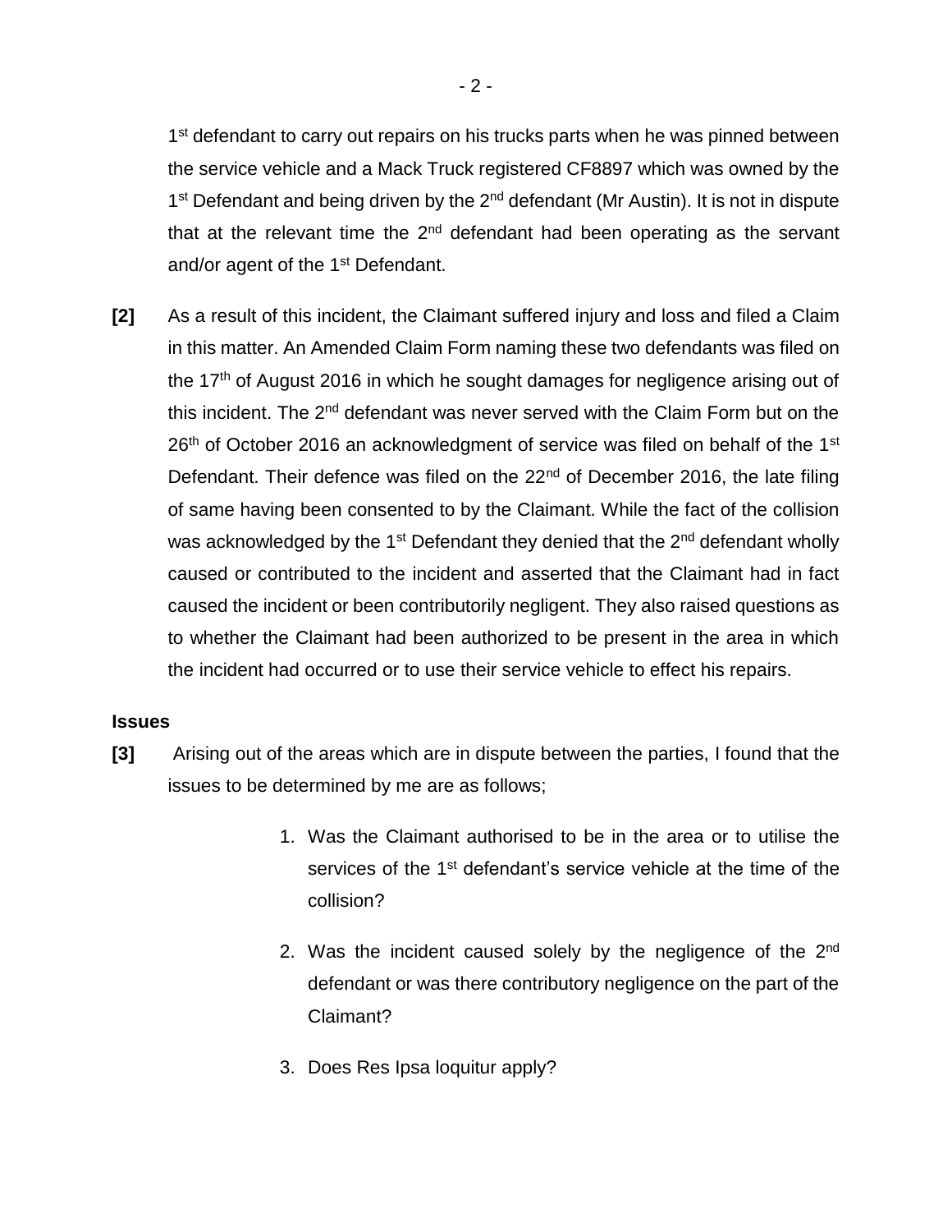1st defendant to carry out repairs on his trucks parts when he was pinned between the service vehicle and a Mack Truck registered CF8897 which was owned by the 1st Defendant and being driven by the 2nd defendant (Mr Austin). It is not in dispute that at the relevant time the 2nd defendant had been operating as the servant and/or agent of the 1st Defendant.

**[2]** As a result of this incident, the Claimant suffered injury and loss and filed a Claim in this matter. An Amended Claim Form naming these two defendants was filed on the 17th of August 2016 in which he sought damages for negligence arising out of this incident. The 2nd defendant was never served with the Claim Form but on the 26th of October 2016 an acknowledgment of service was filed on behalf of the 1st Defendant. Their defence was filed on the 22nd of December 2016, the late filing of same having been consented to by the Claimant. While the fact of the collision was acknowledged by the 1st Defendant they denied that the 2nd defendant wholly caused or contributed to the incident and asserted that the Claimant had in fact caused the incident or been contributorily negligent. They also raised questions as to whether the Claimant had been authorized to be present in the area in which the incident had occurred or to use their service vehicle to effect his repairs.

**Issues**

**[3]** Arising out of the areas which are in dispute between the parties, I found that the issues to be determined by me are as follows;

1. Was the Claimant authorised to be in the area or to utilise the services of the 1st defendant's service vehicle at the time of the collision?

2. Was the incident caused solely by the negligence of the 2nd defendant or was there contributory negligence on the part of the Claimant?

3. Does Res Ipsa loquitur apply?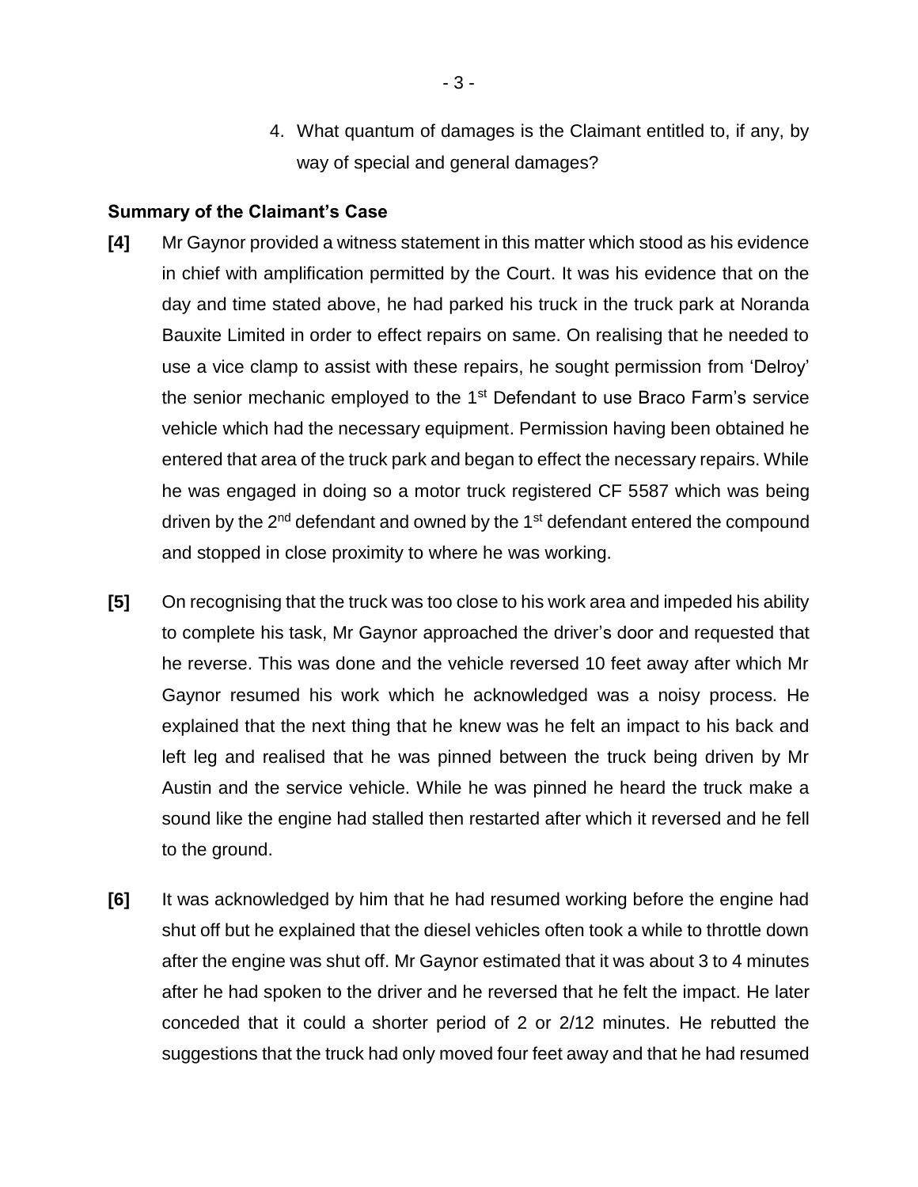4. What quantum of damages is the Claimant entitled to, if any, by way of special and general damages?

**Summary of the Claimant's Case**

**[4]** Mr Gaynor provided a witness statement in this matter which stood as his evidence in chief with amplification permitted by the Court. It was his evidence that on the day and time stated above, he had parked his truck in the truck park at Noranda Bauxite Limited in order to effect repairs on same. On realising that he needed to use a vice clamp to assist with these repairs, he sought permission from 'Delroy' the senior mechanic employed to the 1st Defendant to use Braco Farm's service vehicle which had the necessary equipment. Permission having been obtained he entered that area of the truck park and began to effect the necessary repairs. While he was engaged in doing so a motor truck registered CF 5587 which was being driven by the 2nd defendant and owned by the 1st defendant entered the compound and stopped in close proximity to where he was working.

**[5]** On recognising that the truck was too close to his work area and impeded his ability to complete his task, Mr Gaynor approached the driver's door and requested that he reverse. This was done and the vehicle reversed 10 feet away after which Mr Gaynor resumed his work which he acknowledged was a noisy process. He explained that the next thing that he knew was he felt an impact to his back and left leg and realised that he was pinned between the truck being driven by Mr Austin and the service vehicle. While he was pinned he heard the truck make a sound like the engine had stalled then restarted after which it reversed and he fell to the ground.

**[6]** It was acknowledged by him that he had resumed working before the engine had shut off but he explained that the diesel vehicles often took a while to throttle down after the engine was shut off. Mr Gaynor estimated that it was about 3 to 4 minutes after he had spoken to the driver and he reversed that he felt the impact. He later conceded that it could a shorter period of 2 or 2/12 minutes. He rebutted the suggestions that the truck had only moved four feet away and that he had resumed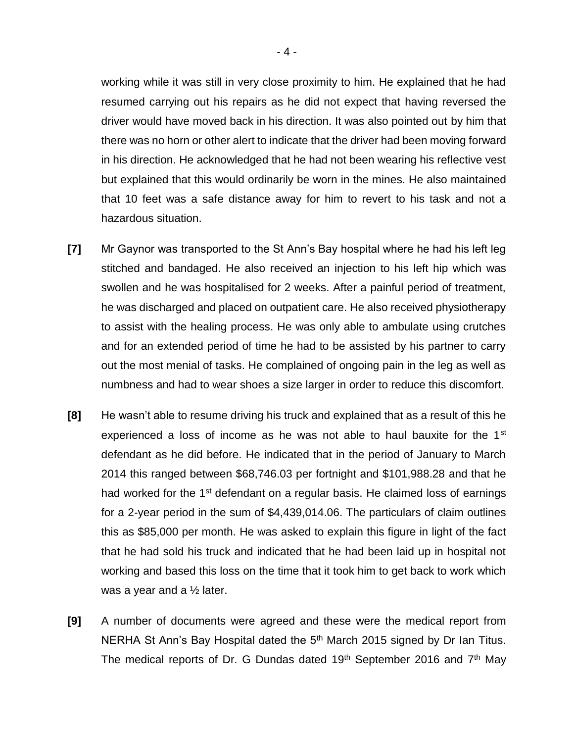working while it was still in very close proximity to him. He explained that he had resumed carrying out his repairs as he did not expect that having reversed the driver would have moved back in his direction. It was also pointed out by him that there was no horn or other alert to indicate that the driver had been moving forward in his direction. He acknowledged that he had not been wearing his reflective vest but explained that this would ordinarily be worn in the mines. He also maintained that 10 feet was a safe distance away for him to revert to his task and not a hazardous situation.

**[7]** Mr Gaynor was transported to the St Ann's Bay hospital where he had his left leg stitched and bandaged. He also received an injection to his left hip which was swollen and he was hospitalised for 2 weeks. After a painful period of treatment, he was discharged and placed on outpatient care. He also received physiotherapy to assist with the healing process. He was only able to ambulate using crutches and for an extended period of time he had to be assisted by his partner to carry out the most menial of tasks. He complained of ongoing pain in the leg as well as numbness and had to wear shoes a size larger in order to reduce this discomfort.

**[8]** He wasn't able to resume driving his truck and explained that as a result of this he experienced a loss of income as he was not able to haul bauxite for the 1st defendant as he did before. He indicated that in the period of January to March 2014 this ranged between $68,746.03 per fortnight and $101,988.28 and that he had worked for the 1st defendant on a regular basis. He claimed loss of earnings for a 2-year period in the sum of $4,439,014.06. The particulars of claim outlines this as $85,000 per month. He was asked to explain this figure in light of the fact that he had sold his truck and indicated that he had been laid up in hospital not working and based this loss on the time that it took him to get back to work which was a year and a ½ later.

**[9]** A number of documents were agreed and these were the medical report from NERHA St Ann's Bay Hospital dated the 5th March 2015 signed by Dr Ian Titus. The medical reports of Dr. G Dundas dated 19th September 2016 and 7th May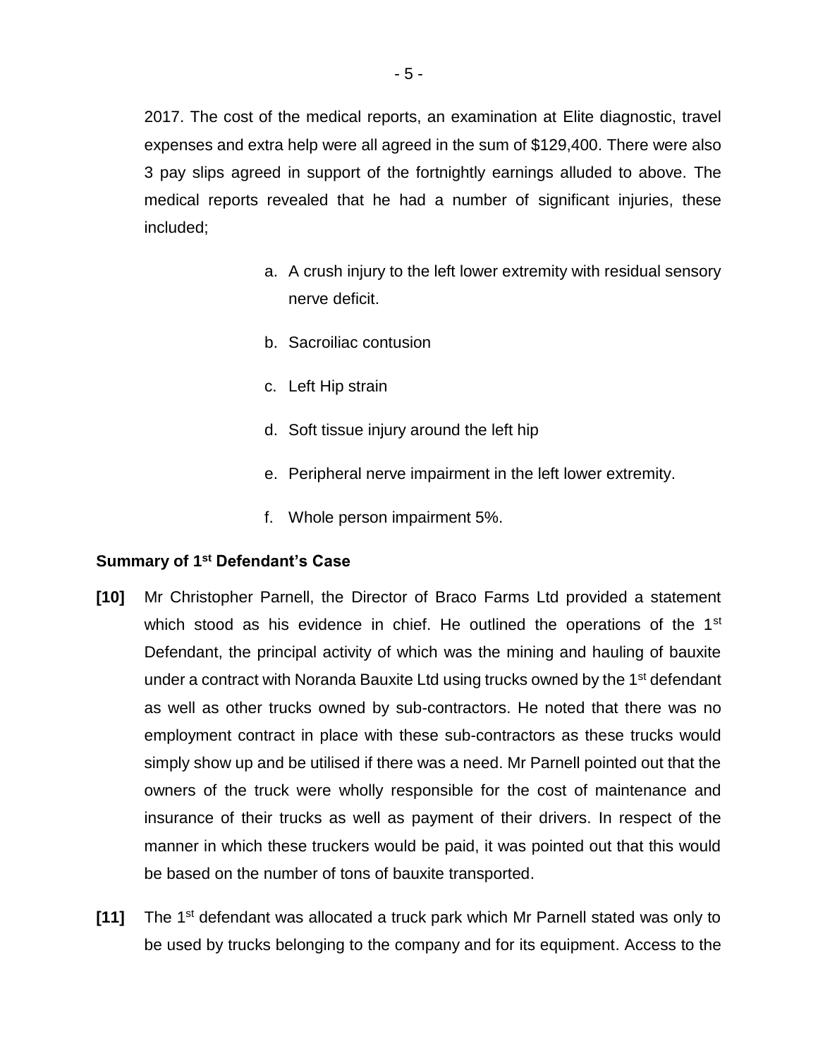2017. The cost of the medical reports, an examination at Elite diagnostic, travel expenses and extra help were all agreed in the sum of $129,400. There were also 3 pay slips agreed in support of the fortnightly earnings alluded to above. The medical reports revealed that he had a number of significant injuries, these included;

a. A crush injury to the left lower extremity with residual sensory nerve deficit.

b. Sacroiliac contusion

c. Left Hip strain

d. Soft tissue injury around the left hip

e. Peripheral nerve impairment in the left lower extremity.

f. Whole person impairment 5%.

**Summary of 1st Defendant's Case**

**[10]** Mr Christopher Parnell, the Director of Braco Farms Ltd provided a statement which stood as his evidence in chief. He outlined the operations of the 1st Defendant, the principal activity of which was the mining and hauling of bauxite under a contract with Noranda Bauxite Ltd using trucks owned by the 1st defendant as well as other trucks owned by sub-contractors. He noted that there was no employment contract in place with these sub-contractors as these trucks would simply show up and be utilised if there was a need. Mr Parnell pointed out that the owners of the truck were wholly responsible for the cost of maintenance and insurance of their trucks as well as payment of their drivers. In respect of the manner in which these truckers would be paid, it was pointed out that this would be based on the number of tons of bauxite transported.

**[11]** The 1st defendant was allocated a truck park which Mr Parnell stated was only to be used by trucks belonging to the company and for its equipment. Access to the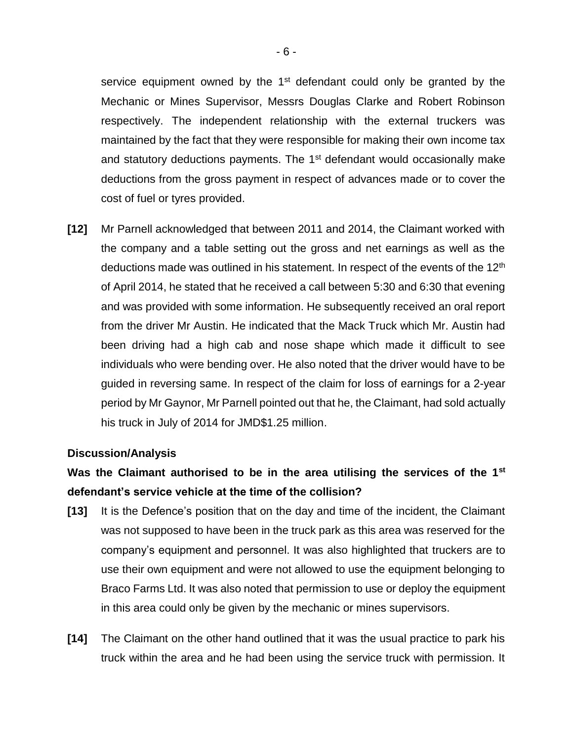service equipment owned by the 1st defendant could only be granted by the Mechanic or Mines Supervisor, Messrs Douglas Clarke and Robert Robinson respectively. The independent relationship with the external truckers was maintained by the fact that they were responsible for making their own income tax and statutory deductions payments. The 1st defendant would occasionally make deductions from the gross payment in respect of advances made or to cover the cost of fuel or tyres provided.

**[12]** Mr Parnell acknowledged that between 2011 and 2014, the Claimant worked with the company and a table setting out the gross and net earnings as well as the deductions made was outlined in his statement. In respect of the events of the 12th of April 2014, he stated that he received a call between 5:30 and 6:30 that evening and was provided with some information. He subsequently received an oral report from the driver Mr Austin. He indicated that the Mack Truck which Mr. Austin had been driving had a high cab and nose shape which made it difficult to see individuals who were bending over. He also noted that the driver would have to be guided in reversing same. In respect of the claim for loss of earnings for a 2-year period by Mr Gaynor, Mr Parnell pointed out that he, the Claimant, had sold actually his truck in July of 2014 for JMD$1.25 million.

**Discussion/Analysis**

**Was the Claimant authorised to be in the area utilising the services of the 1st defendant's service vehicle at the time of the collision?**

**[13]** It is the Defence's position that on the day and time of the incident, the Claimant was not supposed to have been in the truck park as this area was reserved for the company's equipment and personnel. It was also highlighted that truckers are to use their own equipment and were not allowed to use the equipment belonging to Braco Farms Ltd. It was also noted that permission to use or deploy the equipment in this area could only be given by the mechanic or mines supervisors.

**[14]** The Claimant on the other hand outlined that it was the usual practice to park his truck within the area and he had been using the service truck with permission. It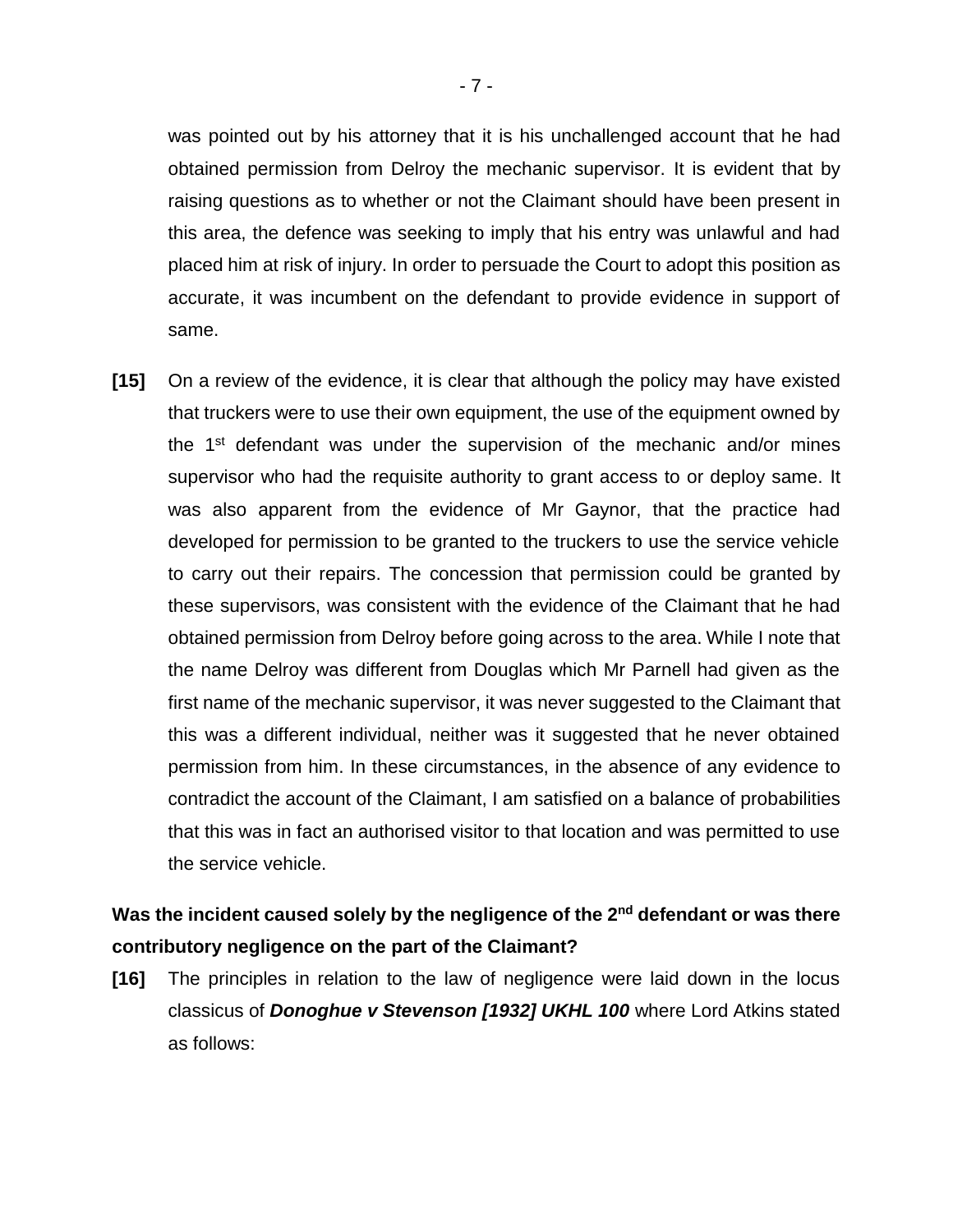was pointed out by his attorney that it is his unchallenged account that he had obtained permission from Delroy the mechanic supervisor. It is evident that by raising questions as to whether or not the Claimant should have been present in this area, the defence was seeking to imply that his entry was unlawful and had placed him at risk of injury. In order to persuade the Court to adopt this position as accurate, it was incumbent on the defendant to provide evidence in support of same.

**[15]** On a review of the evidence, it is clear that although the policy may have existed that truckers were to use their own equipment, the use of the equipment owned by the 1st defendant was under the supervision of the mechanic and/or mines supervisor who had the requisite authority to grant access to or deploy same. It was also apparent from the evidence of Mr Gaynor, that the practice had developed for permission to be granted to the truckers to use the service vehicle to carry out their repairs. The concession that permission could be granted by these supervisors, was consistent with the evidence of the Claimant that he had obtained permission from Delroy before going across to the area. While I note that the name Delroy was different from Douglas which Mr Parnell had given as the first name of the mechanic supervisor, it was never suggested to the Claimant that this was a different individual, neither was it suggested that he never obtained permission from him. In these circumstances, in the absence of any evidence to contradict the account of the Claimant, I am satisfied on a balance of probabilities that this was in fact an authorised visitor to that location and was permitted to use the service vehicle.

**Was the incident caused solely by the negligence of the 2nd defendant or was there contributory negligence on the part of the Claimant?**

**[16]** The principles in relation to the law of negligence were laid down in the locus classicus of ***Donoghue v Stevenson [1932] UKHL 100*** where Lord Atkins stated as follows: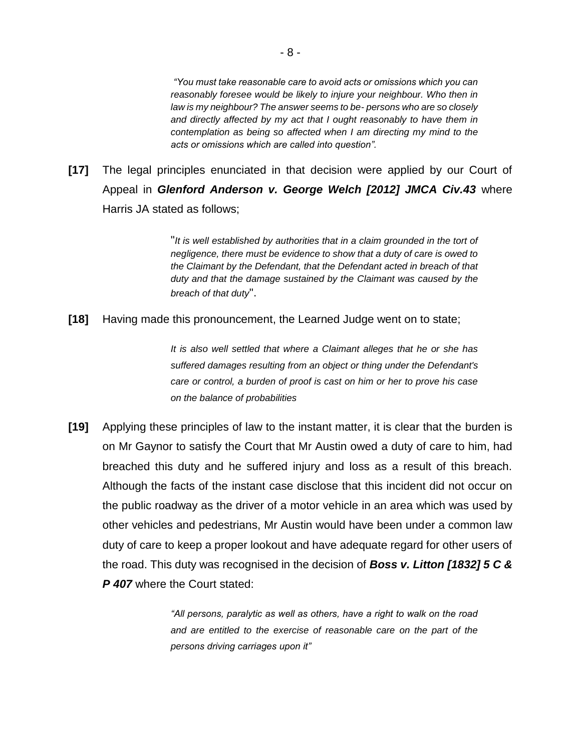> *"You must take reasonable care to avoid acts or omissions which you can reasonably foresee would be likely to injure your neighbour. Who then in law is my neighbour? The answer seems to be- persons who are so closely and directly affected by my act that I ought reasonably to have them in contemplation as being so affected when I am directing my mind to the acts or omissions which are called into question".*

**[17]** The legal principles enunciated in that decision were applied by our Court of Appeal in ***Glenford Anderson v. George Welch [2012] JMCA Civ.43*** where Harris JA stated as follows;

> "*It is well established by authorities that in a claim grounded in the tort of negligence, there must be evidence to show that a duty of care is owed to the Claimant by the Defendant, that the Defendant acted in breach of that duty and that the damage sustained by the Claimant was caused by the breach of that duty*".

**[18]** Having made this pronouncement, the Learned Judge went on to state;

> *It is also well settled that where a Claimant alleges that he or she has suffered damages resulting from an object or thing under the Defendant's care or control, a burden of proof is cast on him or her to prove his case on the balance of probabilities*

**[19]** Applying these principles of law to the instant matter, it is clear that the burden is on Mr Gaynor to satisfy the Court that Mr Austin owed a duty of care to him, had breached this duty and he suffered injury and loss as a result of this breach. Although the facts of the instant case disclose that this incident did not occur on the public roadway as the driver of a motor vehicle in an area which was used by other vehicles and pedestrians, Mr Austin would have been under a common law duty of care to keep a proper lookout and have adequate regard for other users of the road. This duty was recognised in the decision of ***Boss v. Litton [1832] 5 C & P 407*** where the Court stated:

> *"All persons, paralytic as well as others, have a right to walk on the road and are entitled to the exercise of reasonable care on the part of the persons driving carriages upon it"*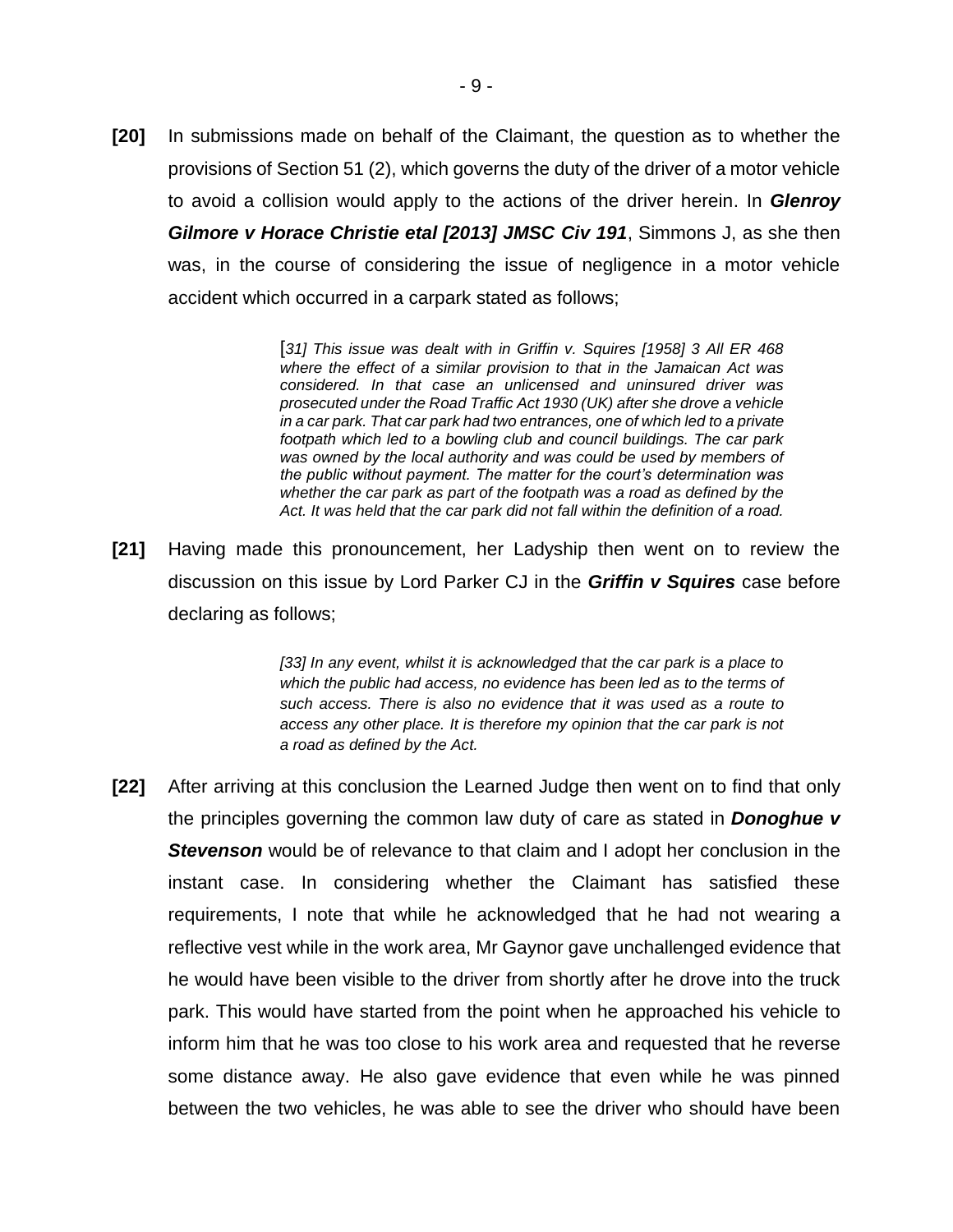**[20]** In submissions made on behalf of the Claimant, the question as to whether the provisions of Section 51 (2), which governs the duty of the driver of a motor vehicle to avoid a collision would apply to the actions of the driver herein. In ***Glenroy Gilmore v Horace Christie etal [2013] JMSC Civ 191***, Simmons J, as she then was, in the course of considering the issue of negligence in a motor vehicle accident which occurred in a carpark stated as follows;

> [*31] This issue was dealt with in Griffin v. Squires [1958] 3 All ER 468 where the effect of a similar provision to that in the Jamaican Act was considered. In that case an unlicensed and uninsured driver was prosecuted under the Road Traffic Act 1930 (UK) after she drove a vehicle in a car park. That car park had two entrances, one of which led to a private footpath which led to a bowling club and council buildings. The car park was owned by the local authority and was could be used by members of the public without payment. The matter for the court's determination was whether the car park as part of the footpath was a road as defined by the Act. It was held that the car park did not fall within the definition of a road.*

**[21]** Having made this pronouncement, her Ladyship then went on to review the discussion on this issue by Lord Parker CJ in the ***Griffin v Squires*** case before declaring as follows;

> *[33] In any event, whilst it is acknowledged that the car park is a place to which the public had access, no evidence has been led as to the terms of such access. There is also no evidence that it was used as a route to access any other place. It is therefore my opinion that the car park is not a road as defined by the Act.*

**[22]** After arriving at this conclusion the Learned Judge then went on to find that only the principles governing the common law duty of care as stated in ***Donoghue v Stevenson*** would be of relevance to that claim and I adopt her conclusion in the instant case. In considering whether the Claimant has satisfied these requirements, I note that while he acknowledged that he had not wearing a reflective vest while in the work area, Mr Gaynor gave unchallenged evidence that he would have been visible to the driver from shortly after he drove into the truck park. This would have started from the point when he approached his vehicle to inform him that he was too close to his work area and requested that he reverse some distance away. He also gave evidence that even while he was pinned between the two vehicles, he was able to see the driver who should have been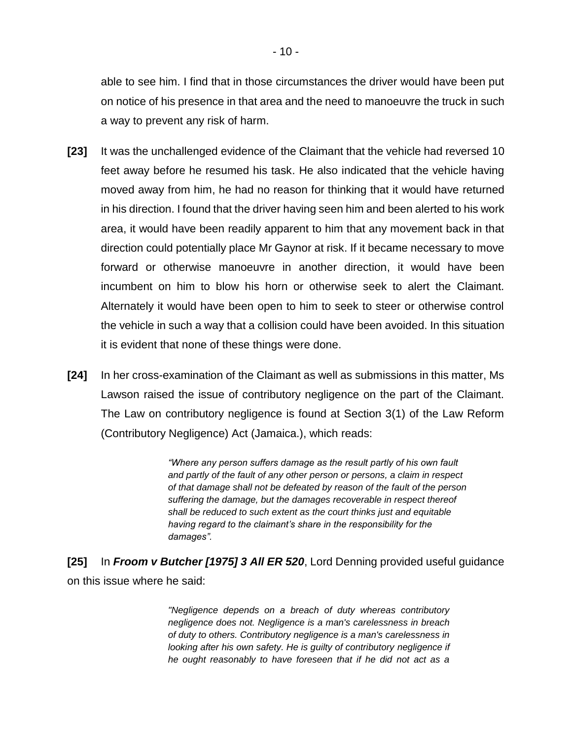able to see him. I find that in those circumstances the driver would have been put on notice of his presence in that area and the need to manoeuvre the truck in such a way to prevent any risk of harm.

**[23]** It was the unchallenged evidence of the Claimant that the vehicle had reversed 10 feet away before he resumed his task. He also indicated that the vehicle having moved away from him, he had no reason for thinking that it would have returned in his direction. I found that the driver having seen him and been alerted to his work area, it would have been readily apparent to him that any movement back in that direction could potentially place Mr Gaynor at risk. If it became necessary to move forward or otherwise manoeuvre in another direction, it would have been incumbent on him to blow his horn or otherwise seek to alert the Claimant. Alternately it would have been open to him to seek to steer or otherwise control the vehicle in such a way that a collision could have been avoided. In this situation it is evident that none of these things were done.

**[24]** In her cross-examination of the Claimant as well as submissions in this matter, Ms Lawson raised the issue of contributory negligence on the part of the Claimant. The Law on contributory negligence is found at Section 3(1) of the Law Reform (Contributory Negligence) Act (Jamaica.), which reads:

> *"Where any person suffers damage as the result partly of his own fault and partly of the fault of any other person or persons, a claim in respect of that damage shall not be defeated by reason of the fault of the person suffering the damage, but the damages recoverable in respect thereof shall be reduced to such extent as the court thinks just and equitable having regard to the claimant's share in the responsibility for the damages".*

**[25]** In ***Froom v Butcher [1975] 3 All ER 520***, Lord Denning provided useful guidance on this issue where he said:

> *"Negligence depends on a breach of duty whereas contributory negligence does not. Negligence is a man's carelessness in breach of duty to others. Contributory negligence is a man's carelessness in looking after his own safety. He is guilty of contributory negligence if he ought reasonably to have foreseen that if he did not act as a*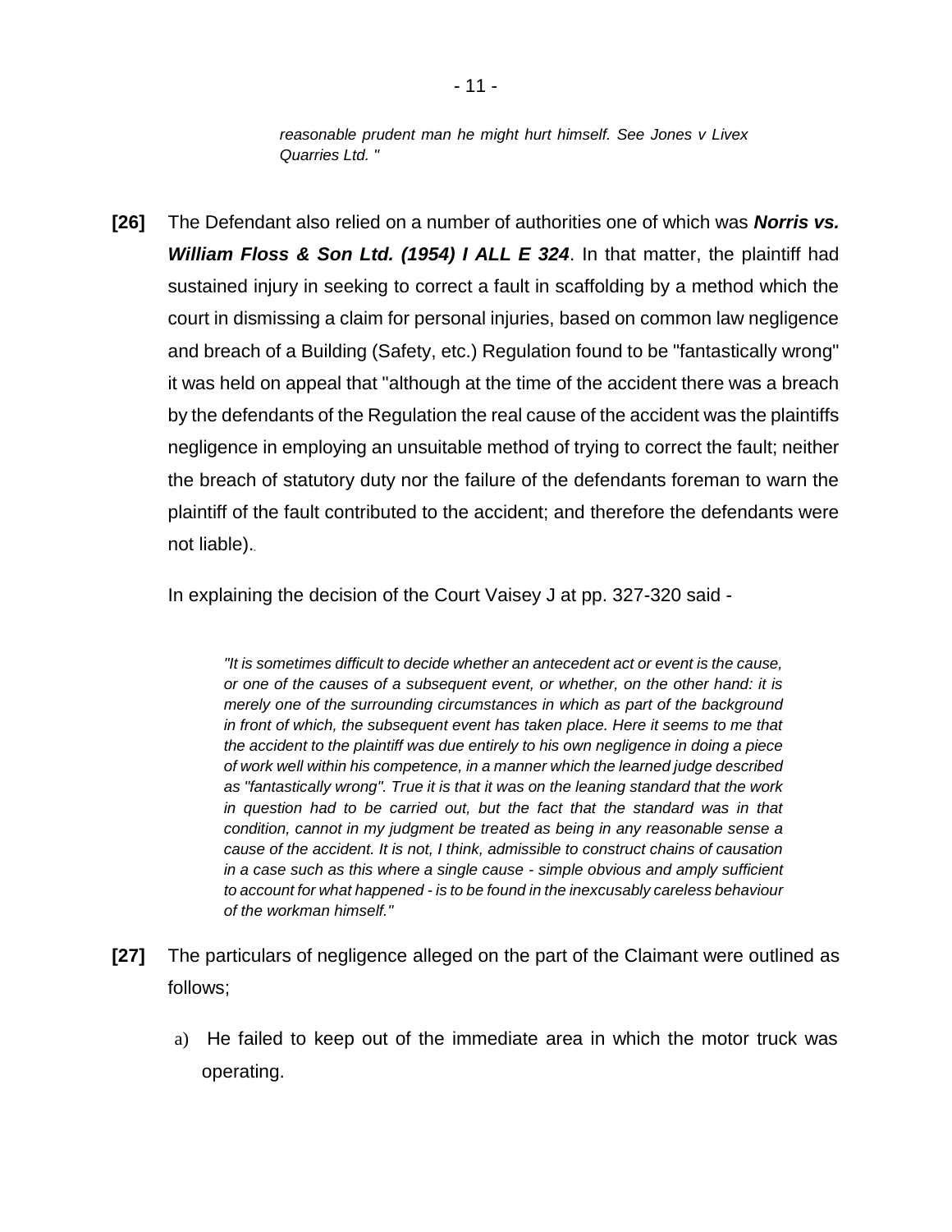*reasonable prudent man he might hurt himself. See Jones v Livex Quarries Ltd. "*

**[26]** The Defendant also relied on a number of authorities one of which was ***Norris vs. William Floss & Son Ltd. (1954) I ALL E 324***. In that matter, the plaintiff had sustained injury in seeking to correct a fault in scaffolding by a method which the court in dismissing a claim for personal injuries, based on common law negligence and breach of a Building (Safety, etc.) Regulation found to be "fantastically wrong" it was held on appeal that "although at the time of the accident there was a breach by the defendants of the Regulation the real cause of the accident was the plaintiffs negligence in employing an unsuitable method of trying to correct the fault; neither the breach of statutory duty nor the failure of the defendants foreman to warn the plaintiff of the fault contributed to the accident; and therefore the defendants were not liable)..

In explaining the decision of the Court Vaisey J at pp. 327-320 said -

> *"It is sometimes difficult to decide whether an antecedent act or event is the cause, or one of the causes of a subsequent event, or whether, on the other hand: it is merely one of the surrounding circumstances in which as part of the background in front of which, the subsequent event has taken place. Here it seems to me that the accident to the plaintiff was due entirely to his own negligence in doing a piece of work well within his competence, in a manner which the learned judge described as "fantastically wrong". True it is that it was on the leaning standard that the work in question had to be carried out, but the fact that the standard was in that condition, cannot in my judgment be treated as being in any reasonable sense a cause of the accident. It is not, I think, admissible to construct chains of causation in a case such as this where a single cause - simple obvious and amply sufficient to account for what happened - is to be found in the inexcusably careless behaviour of the workman himself."*

**[27]** The particulars of negligence alleged on the part of the Claimant were outlined as follows;

a) He failed to keep out of the immediate area in which the motor truck was operating.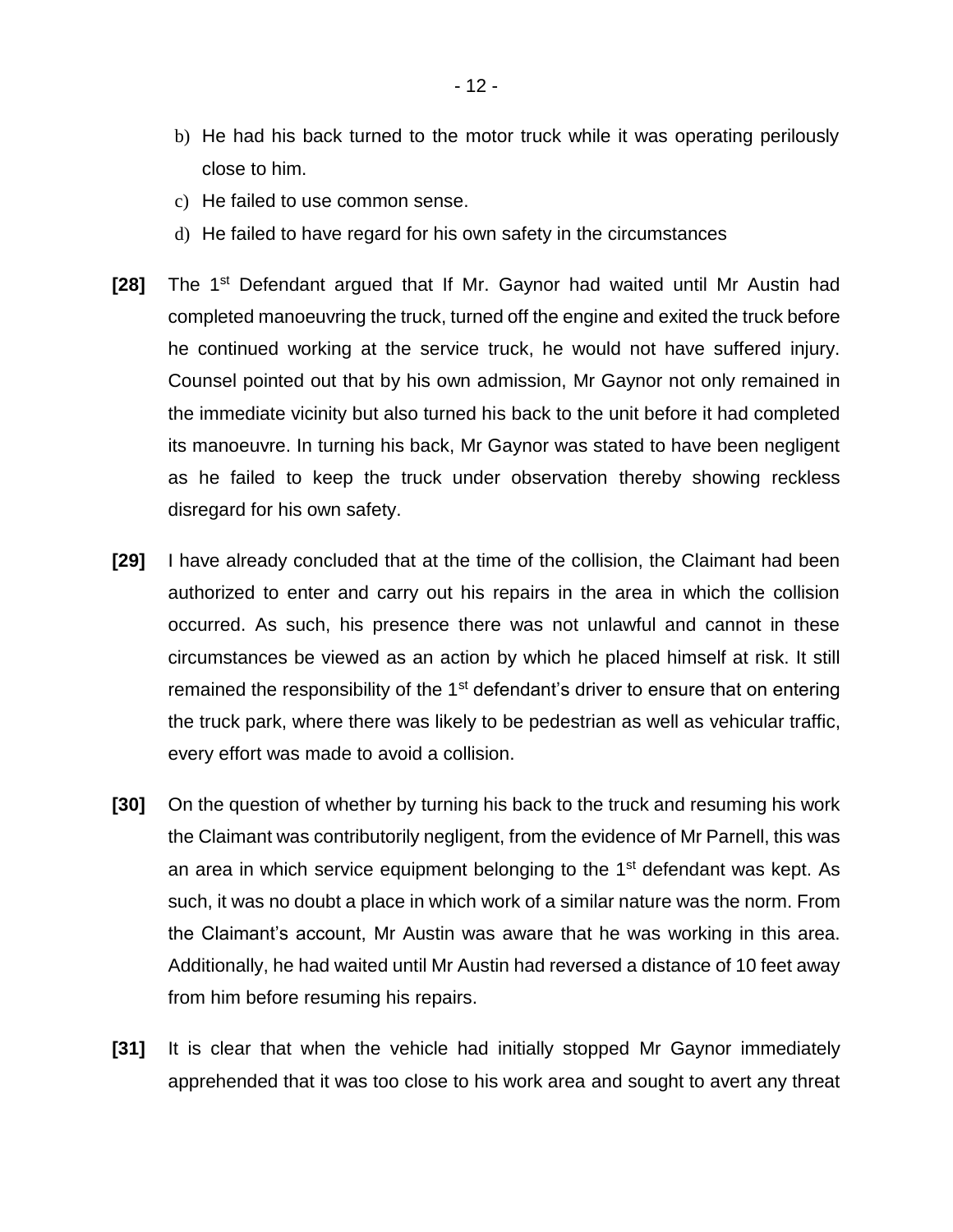b) He had his back turned to the motor truck while it was operating perilously close to him.
c) He failed to use common sense.
d) He failed to have regard for his own safety in the circumstances

**[28]** The 1st Defendant argued that If Mr. Gaynor had waited until Mr Austin had completed manoeuvring the truck, turned off the engine and exited the truck before he continued working at the service truck, he would not have suffered injury. Counsel pointed out that by his own admission, Mr Gaynor not only remained in the immediate vicinity but also turned his back to the unit before it had completed its manoeuvre. In turning his back, Mr Gaynor was stated to have been negligent as he failed to keep the truck under observation thereby showing reckless disregard for his own safety.

**[29]** I have already concluded that at the time of the collision, the Claimant had been authorized to enter and carry out his repairs in the area in which the collision occurred. As such, his presence there was not unlawful and cannot in these circumstances be viewed as an action by which he placed himself at risk. It still remained the responsibility of the 1st defendant's driver to ensure that on entering the truck park, where there was likely to be pedestrian as well as vehicular traffic, every effort was made to avoid a collision.

**[30]** On the question of whether by turning his back to the truck and resuming his work the Claimant was contributorily negligent, from the evidence of Mr Parnell, this was an area in which service equipment belonging to the 1st defendant was kept. As such, it was no doubt a place in which work of a similar nature was the norm. From the Claimant's account, Mr Austin was aware that he was working in this area. Additionally, he had waited until Mr Austin had reversed a distance of 10 feet away from him before resuming his repairs.

**[31]** It is clear that when the vehicle had initially stopped Mr Gaynor immediately apprehended that it was too close to his work area and sought to avert any threat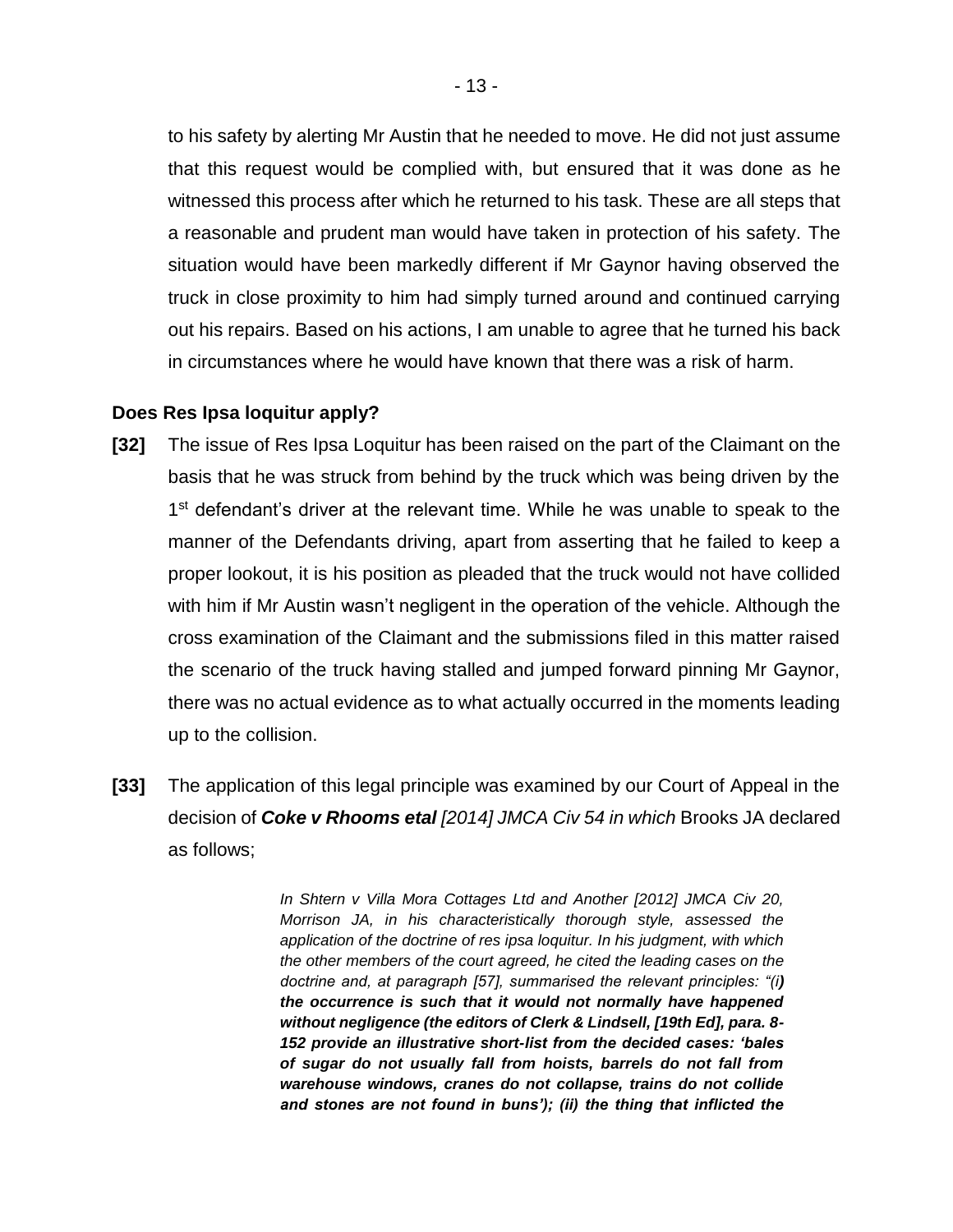to his safety by alerting Mr Austin that he needed to move. He did not just assume that this request would be complied with, but ensured that it was done as he witnessed this process after which he returned to his task. These are all steps that a reasonable and prudent man would have taken in protection of his safety. The situation would have been markedly different if Mr Gaynor having observed the truck in close proximity to him had simply turned around and continued carrying out his repairs. Based on his actions, I am unable to agree that he turned his back in circumstances where he would have known that there was a risk of harm.

**Does Res Ipsa loquitur apply?**

**[32]** The issue of Res Ipsa Loquitur has been raised on the part of the Claimant on the basis that he was struck from behind by the truck which was being driven by the 1st defendant's driver at the relevant time. While he was unable to speak to the manner of the Defendants driving, apart from asserting that he failed to keep a proper lookout, it is his position as pleaded that the truck would not have collided with him if Mr Austin wasn't negligent in the operation of the vehicle. Although the cross examination of the Claimant and the submissions filed in this matter raised the scenario of the truck having stalled and jumped forward pinning Mr Gaynor, there was no actual evidence as to what actually occurred in the moments leading up to the collision.

**[33]** The application of this legal principle was examined by our Court of Appeal in the decision of ***Coke v Rhooms etal*** *[2014] JMCA Civ 54 in which* Brooks JA declared as follows;

> *In Shtern v Villa Mora Cottages Ltd and Another [2012] JMCA Civ 20, Morrison JA, in his characteristically thorough style, assessed the application of the doctrine of res ipsa loquitur. In his judgment, with which the other members of the court agreed, he cited the leading cases on the doctrine and, at paragraph [57], summarised the relevant principles: "(i)* ***the occurrence is such that it would not normally have happened without negligence (the editors of Clerk & Lindsell, [19th Ed], para. 8-152 provide an illustrative short-list from the decided cases: 'bales of sugar do not usually fall from hoists, barrels do not fall from warehouse windows, cranes do not collapse, trains do not collide and stones are not found in buns'); (ii) the thing that inflicted the***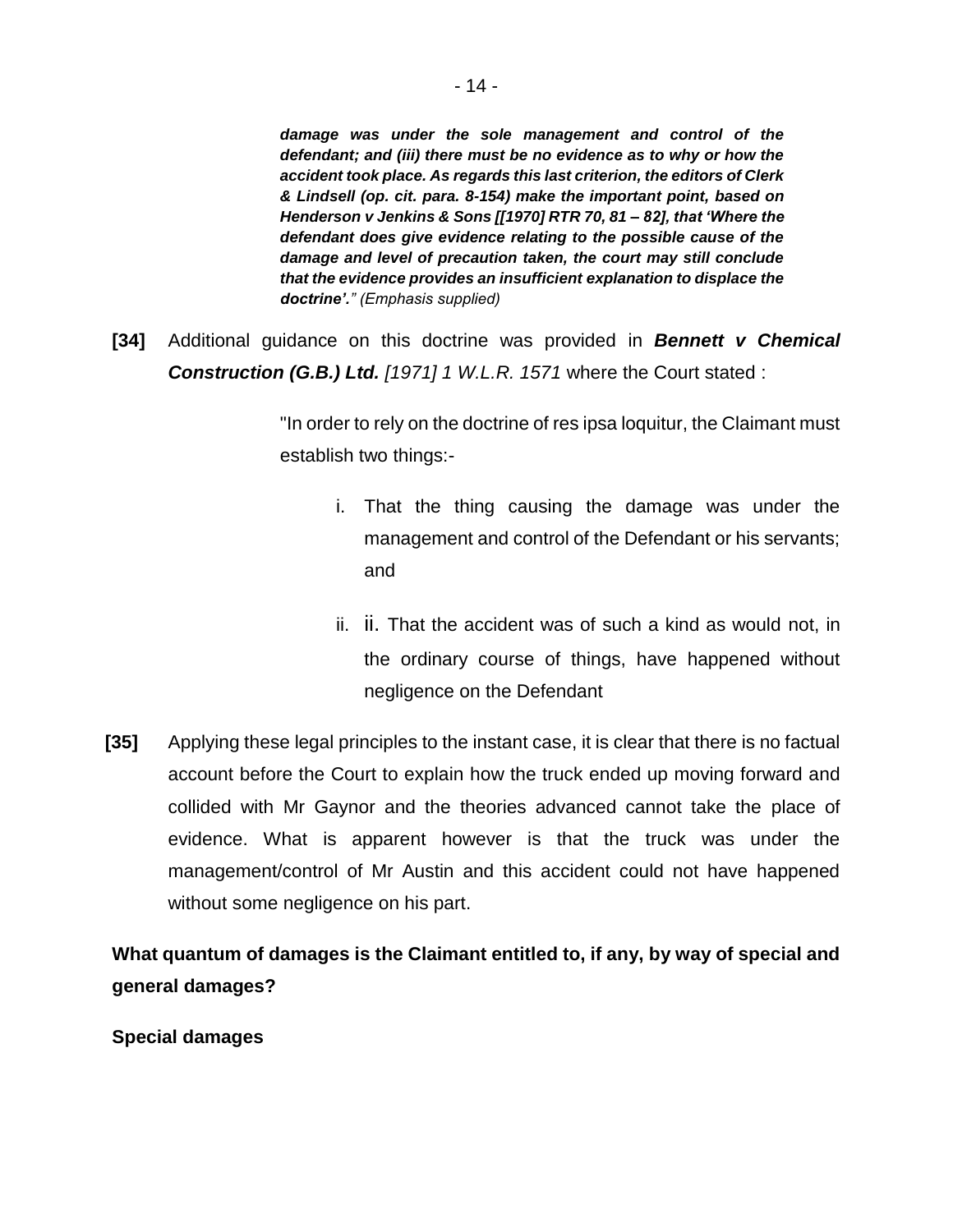***damage was under the sole management and control of the defendant; and (iii) there must be no evidence as to why or how the accident took place. As regards this last criterion, the editors of Clerk & Lindsell (op. cit. para. 8-154) make the important point, based on Henderson v Jenkins & Sons [[1970] RTR 70, 81 – 82], that 'Where the defendant does give evidence relating to the possible cause of the damage and level of precaution taken, the court may still conclude that the evidence provides an insufficient explanation to displace the doctrine'.**" (Emphasis supplied)*

**[34]** Additional guidance on this doctrine was provided in ***Bennett v Chemical Construction (G.B.) Ltd.*** *[1971] 1 W.L.R. 1571* where the Court stated :

> "In order to rely on the doctrine of res ipsa loquitur, the Claimant must establish two things:-
>
> i. That the thing causing the damage was under the management and control of the Defendant or his servants; and
>
> ii. ii. That the accident was of such a kind as would not, in the ordinary course of things, have happened without negligence on the Defendant

**[35]** Applying these legal principles to the instant case, it is clear that there is no factual account before the Court to explain how the truck ended up moving forward and collided with Mr Gaynor and the theories advanced cannot take the place of evidence. What is apparent however is that the truck was under the management/control of Mr Austin and this accident could not have happened without some negligence on his part.

**What quantum of damages is the Claimant entitled to, if any, by way of special and general damages?**

**Special damages**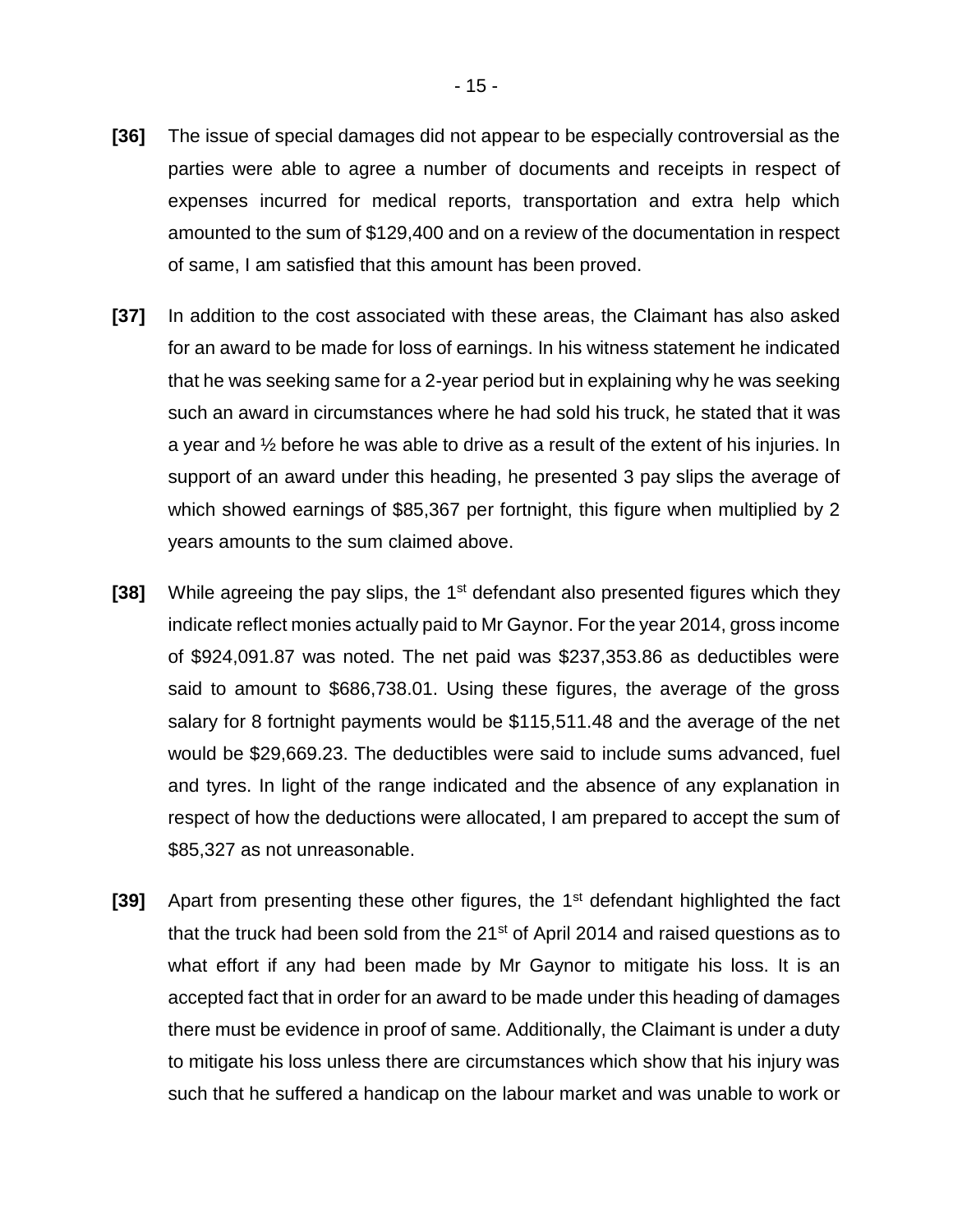**[36]** The issue of special damages did not appear to be especially controversial as the parties were able to agree a number of documents and receipts in respect of expenses incurred for medical reports, transportation and extra help which amounted to the sum of $129,400 and on a review of the documentation in respect of same, I am satisfied that this amount has been proved.

**[37]** In addition to the cost associated with these areas, the Claimant has also asked for an award to be made for loss of earnings. In his witness statement he indicated that he was seeking same for a 2-year period but in explaining why he was seeking such an award in circumstances where he had sold his truck, he stated that it was a year and ½ before he was able to drive as a result of the extent of his injuries. In support of an award under this heading, he presented 3 pay slips the average of which showed earnings of $85,367 per fortnight, this figure when multiplied by 2 years amounts to the sum claimed above.

**[38]** While agreeing the pay slips, the 1st defendant also presented figures which they indicate reflect monies actually paid to Mr Gaynor. For the year 2014, gross income of $924,091.87 was noted. The net paid was $237,353.86 as deductibles were said to amount to $686,738.01. Using these figures, the average of the gross salary for 8 fortnight payments would be $115,511.48 and the average of the net would be $29,669.23. The deductibles were said to include sums advanced, fuel and tyres. In light of the range indicated and the absence of any explanation in respect of how the deductions were allocated, I am prepared to accept the sum of $85,327 as not unreasonable.

**[39]** Apart from presenting these other figures, the 1st defendant highlighted the fact that the truck had been sold from the 21st of April 2014 and raised questions as to what effort if any had been made by Mr Gaynor to mitigate his loss. It is an accepted fact that in order for an award to be made under this heading of damages there must be evidence in proof of same. Additionally, the Claimant is under a duty to mitigate his loss unless there are circumstances which show that his injury was such that he suffered a handicap on the labour market and was unable to work or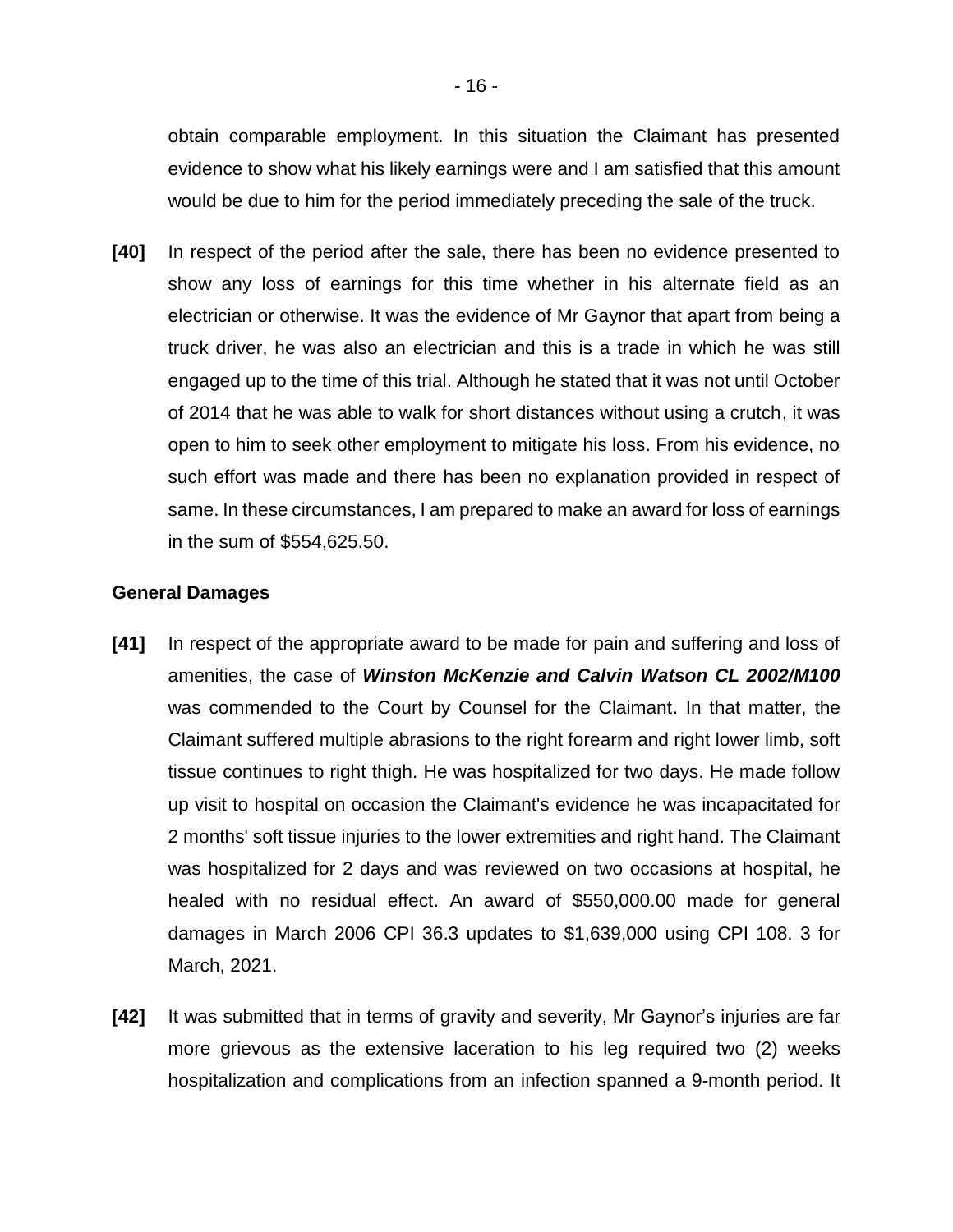obtain comparable employment. In this situation the Claimant has presented evidence to show what his likely earnings were and I am satisfied that this amount would be due to him for the period immediately preceding the sale of the truck.

**[40]** In respect of the period after the sale, there has been no evidence presented to show any loss of earnings for this time whether in his alternate field as an electrician or otherwise. It was the evidence of Mr Gaynor that apart from being a truck driver, he was also an electrician and this is a trade in which he was still engaged up to the time of this trial. Although he stated that it was not until October of 2014 that he was able to walk for short distances without using a crutch, it was open to him to seek other employment to mitigate his loss. From his evidence, no such effort was made and there has been no explanation provided in respect of same. In these circumstances, I am prepared to make an award for loss of earnings in the sum of $554,625.50.

### General Damages

**[41]** In respect of the appropriate award to be made for pain and suffering and loss of amenities, the case of ***Winston McKenzie and Calvin Watson CL 2002/M100*** was commended to the Court by Counsel for the Claimant. In that matter, the Claimant suffered multiple abrasions to the right forearm and right lower limb, soft tissue continues to right thigh. He was hospitalized for two days. He made follow up visit to hospital on occasion the Claimant's evidence he was incapacitated for 2 months' soft tissue injuries to the lower extremities and right hand. The Claimant was hospitalized for 2 days and was reviewed on two occasions at hospital, he healed with no residual effect. An award of $550,000.00 made for general damages in March 2006 CPI 36.3 updates to $1,639,000 using CPI 108. 3 for March, 2021.

**[42]** It was submitted that in terms of gravity and severity, Mr Gaynor's injuries are far more grievous as the extensive laceration to his leg required two (2) weeks hospitalization and complications from an infection spanned a 9-month period. It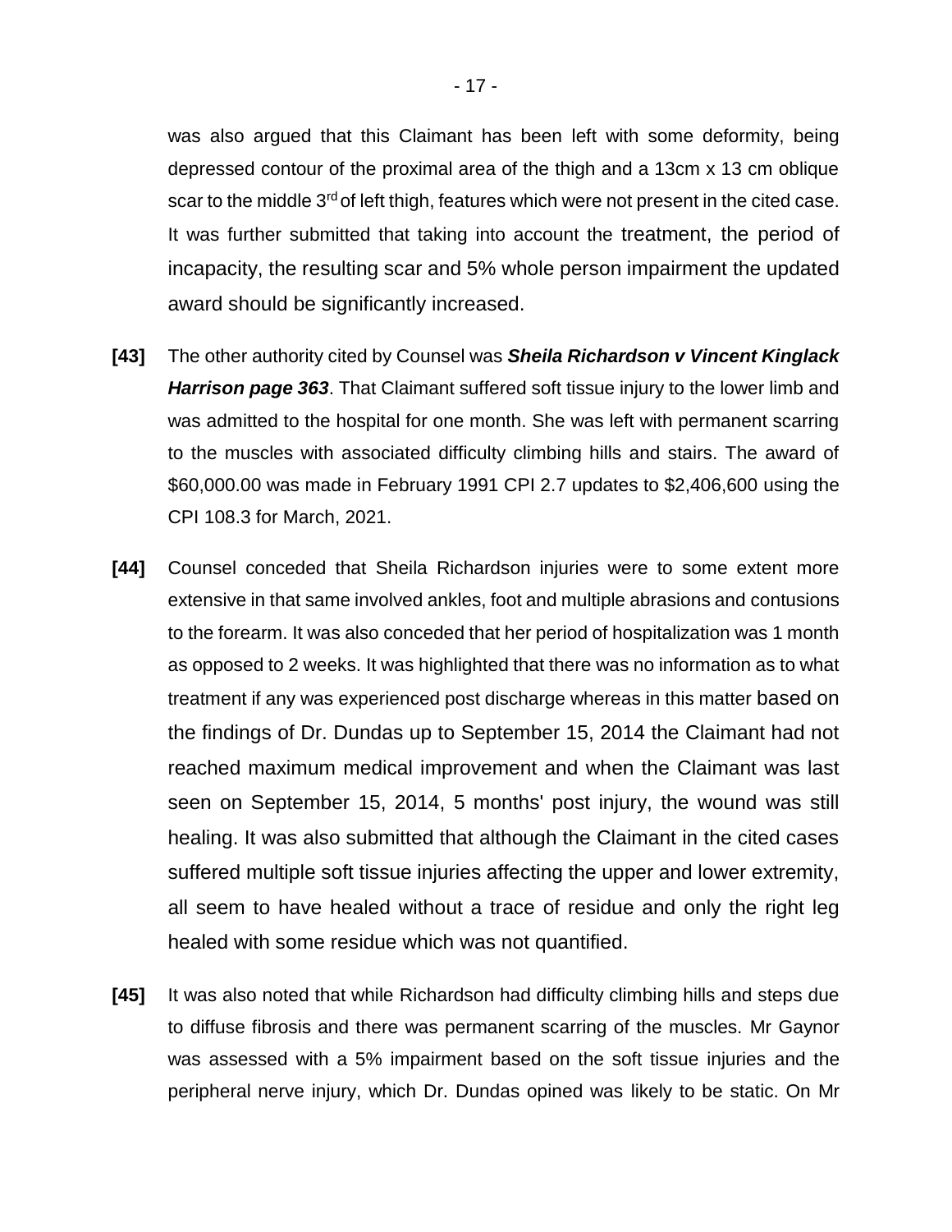was also argued that this Claimant has been left with some deformity, being depressed contour of the proximal area of the thigh and a 13cm x 13 cm oblique scar to the middle 3rd of left thigh, features which were not present in the cited case. It was further submitted that taking into account the treatment, the period of incapacity, the resulting scar and 5% whole person impairment the updated award should be significantly increased.

**[43]** The other authority cited by Counsel was ***Sheila Richardson v Vincent Kinglack Harrison page 363***. That Claimant suffered soft tissue injury to the lower limb and was admitted to the hospital for one month. She was left with permanent scarring to the muscles with associated difficulty climbing hills and stairs. The award of $60,000.00 was made in February 1991 CPI 2.7 updates to $2,406,600 using the CPI 108.3 for March, 2021.

**[44]** Counsel conceded that Sheila Richardson injuries were to some extent more extensive in that same involved ankles, foot and multiple abrasions and contusions to the forearm. It was also conceded that her period of hospitalization was 1 month as opposed to 2 weeks. It was highlighted that there was no information as to what treatment if any was experienced post discharge whereas in this matter based on the findings of Dr. Dundas up to September 15, 2014 the Claimant had not reached maximum medical improvement and when the Claimant was last seen on September 15, 2014, 5 months' post injury, the wound was still healing. It was also submitted that although the Claimant in the cited cases suffered multiple soft tissue injuries affecting the upper and lower extremity, all seem to have healed without a trace of residue and only the right leg healed with some residue which was not quantified.

**[45]** It was also noted that while Richardson had difficulty climbing hills and steps due to diffuse fibrosis and there was permanent scarring of the muscles. Mr Gaynor was assessed with a 5% impairment based on the soft tissue injuries and the peripheral nerve injury, which Dr. Dundas opined was likely to be static. On Mr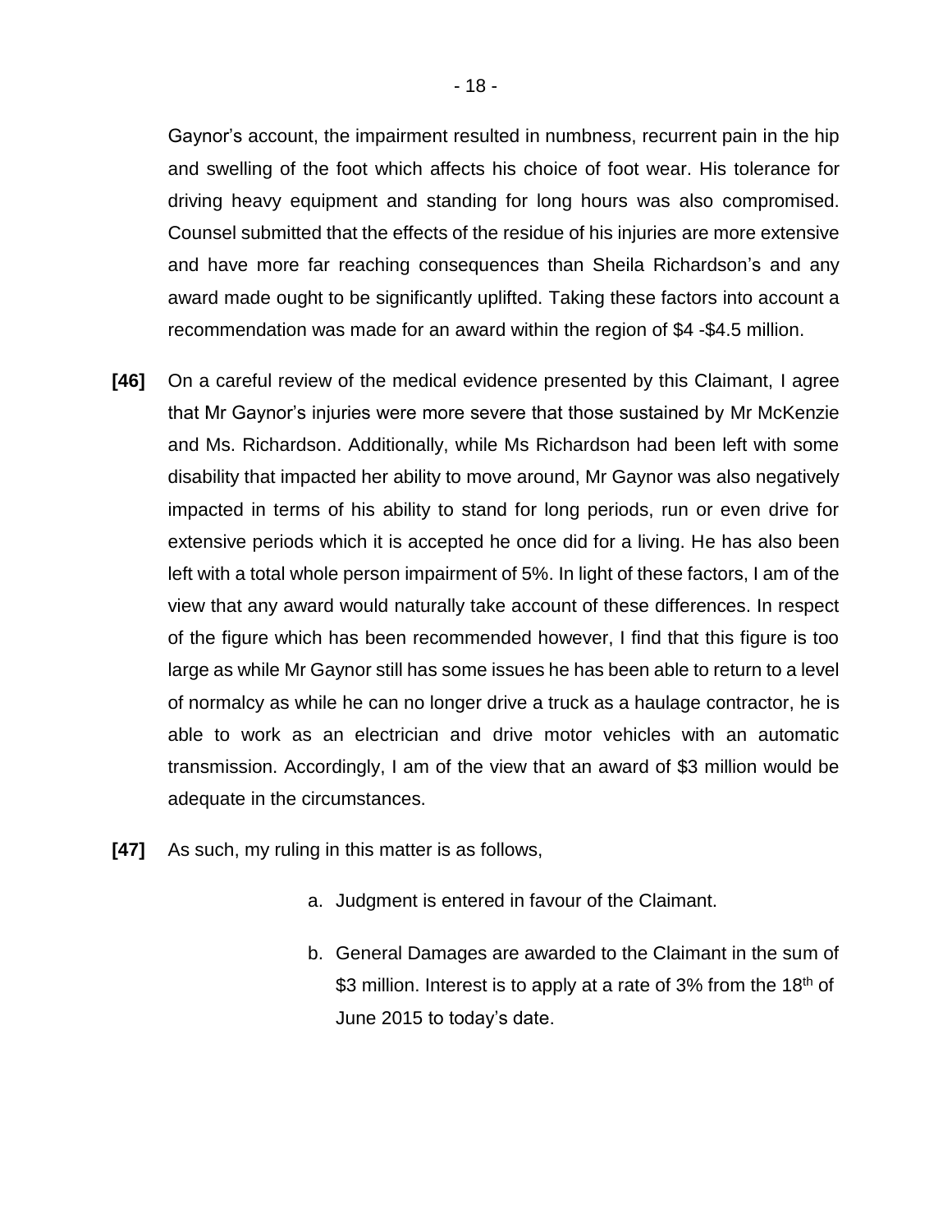Gaynor's account, the impairment resulted in numbness, recurrent pain in the hip and swelling of the foot which affects his choice of foot wear. His tolerance for driving heavy equipment and standing for long hours was also compromised. Counsel submitted that the effects of the residue of his injuries are more extensive and have more far reaching consequences than Sheila Richardson's and any award made ought to be significantly uplifted. Taking these factors into account a recommendation was made for an award within the region of $4 -$4.5 million.

**[46]** On a careful review of the medical evidence presented by this Claimant, I agree that Mr Gaynor's injuries were more severe that those sustained by Mr McKenzie and Ms. Richardson. Additionally, while Ms Richardson had been left with some disability that impacted her ability to move around, Mr Gaynor was also negatively impacted in terms of his ability to stand for long periods, run or even drive for extensive periods which it is accepted he once did for a living. He has also been left with a total whole person impairment of 5%. In light of these factors, I am of the view that any award would naturally take account of these differences. In respect of the figure which has been recommended however, I find that this figure is too large as while Mr Gaynor still has some issues he has been able to return to a level of normalcy as while he can no longer drive a truck as a haulage contractor, he is able to work as an electrician and drive motor vehicles with an automatic transmission. Accordingly, I am of the view that an award of $3 million would be adequate in the circumstances.

**[47]** As such, my ruling in this matter is as follows,

a. Judgment is entered in favour of the Claimant.

b. General Damages are awarded to the Claimant in the sum of $3 million. Interest is to apply at a rate of 3% from the 18th of June 2015 to today's date.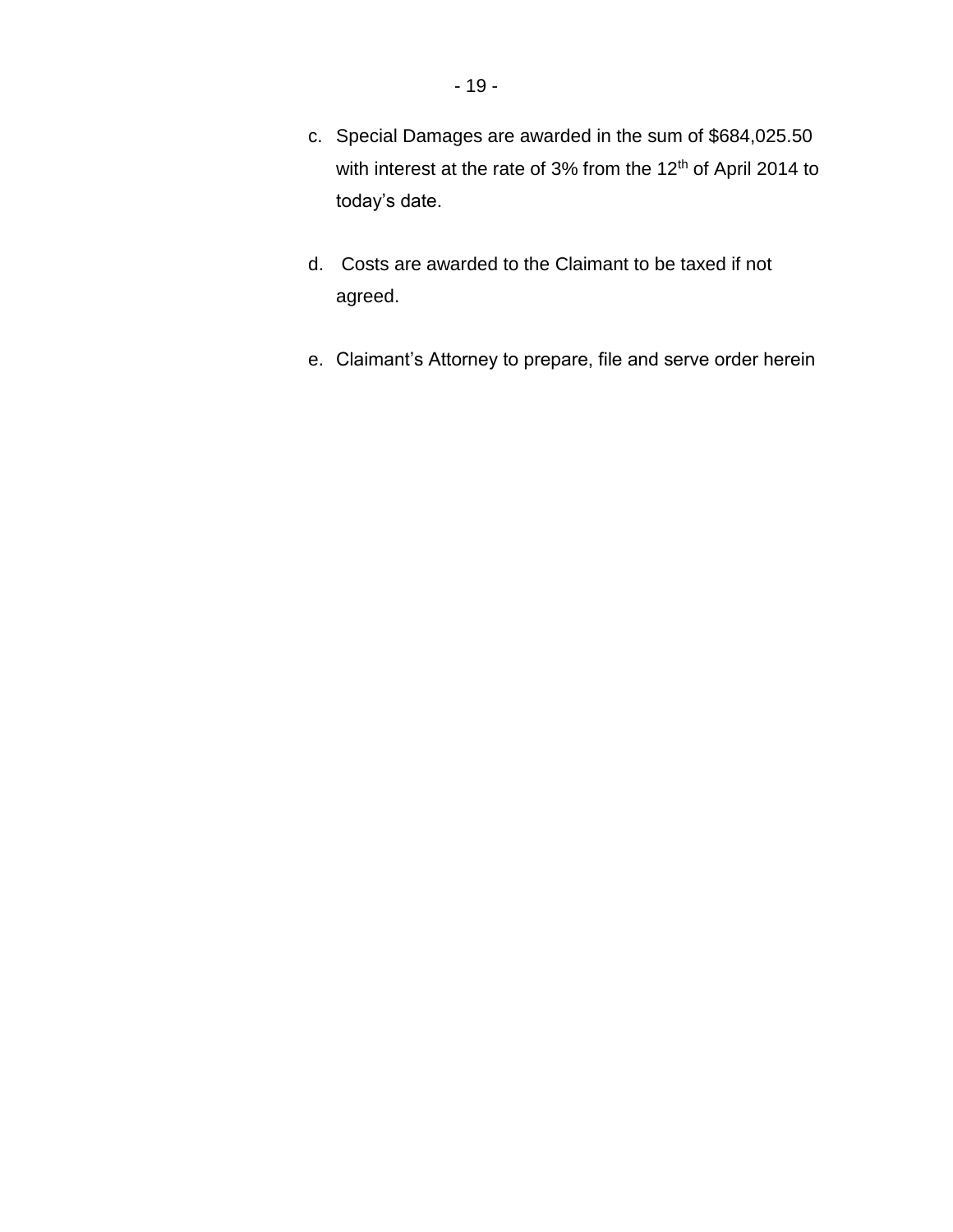c. Special Damages are awarded in the sum of $684,025.50 with interest at the rate of 3% from the 12th of April 2014 to today's date.

d. Costs are awarded to the Claimant to be taxed if not agreed.

e. Claimant's Attorney to prepare, file and serve order herein